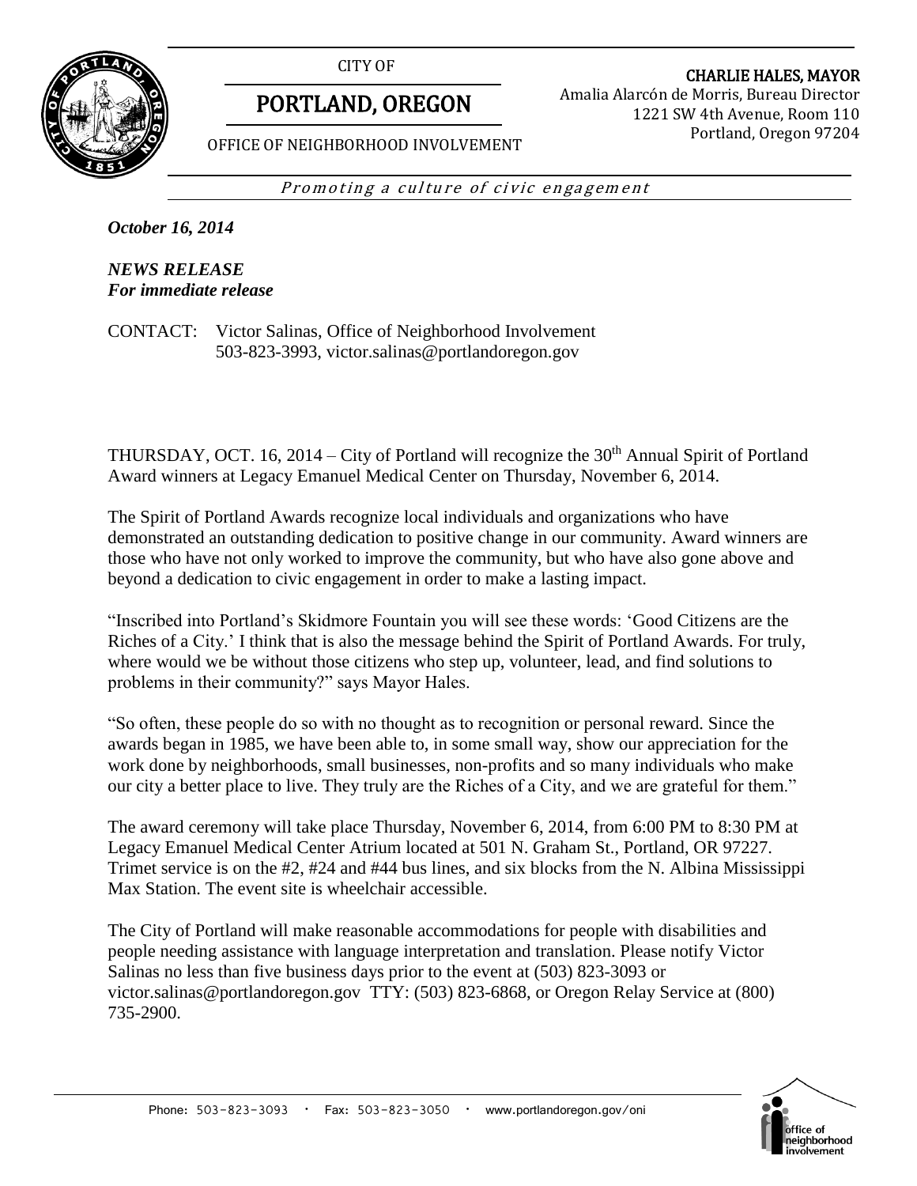CITY OF

# PORTLAND, OREGON

OFFICE OF NEIGHBORHOOD INVOLVEMENT

**CHARLIE HALES, MAYOR**
Amalia Alarcón de Morris, Bureau Director
1221 SW 4th Avenue, Room 110
Portland, Oregon 97204

*Promoting a culture of civic engagement*

***October 16, 2014***

***NEWS RELEASE***
***For immediate release***

CONTACT: Victor Salinas, Office of Neighborhood Involvement
503-823-3993, victor.salinas@portlandoregon.gov

THURSDAY, OCT. 16, 2014 – City of Portland will recognize the 30th Annual Spirit of Portland Award winners at Legacy Emanuel Medical Center on Thursday, November 6, 2014.

The Spirit of Portland Awards recognize local individuals and organizations who have demonstrated an outstanding dedication to positive change in our community. Award winners are those who have not only worked to improve the community, but who have also gone above and beyond a dedication to civic engagement in order to make a lasting impact.

"Inscribed into Portland's Skidmore Fountain you will see these words: 'Good Citizens are the Riches of a City.' I think that is also the message behind the Spirit of Portland Awards. For truly, where would we be without those citizens who step up, volunteer, lead, and find solutions to problems in their community?" says Mayor Hales.

"So often, these people do so with no thought as to recognition or personal reward. Since the awards began in 1985, we have been able to, in some small way, show our appreciation for the work done by neighborhoods, small businesses, non-profits and so many individuals who make our city a better place to live. They truly are the Riches of a City, and we are grateful for them."

The award ceremony will take place Thursday, November 6, 2014, from 6:00 PM to 8:30 PM at Legacy Emanuel Medical Center Atrium located at 501 N. Graham St., Portland, OR 97227. Trimet service is on the #2, #24 and #44 bus lines, and six blocks from the N. Albina Mississippi Max Station. The event site is wheelchair accessible.

The City of Portland will make reasonable accommodations for people with disabilities and people needing assistance with language interpretation and translation. Please notify Victor Salinas no less than five business days prior to the event at (503) 823-3093 or victor.salinas@portlandoregon.gov TTY: (503) 823-6868, or Oregon Relay Service at (800) 735-2900.

Phone: 503-823-3093 · Fax: 503-823-3050 · www.portlandoregon.gov/oni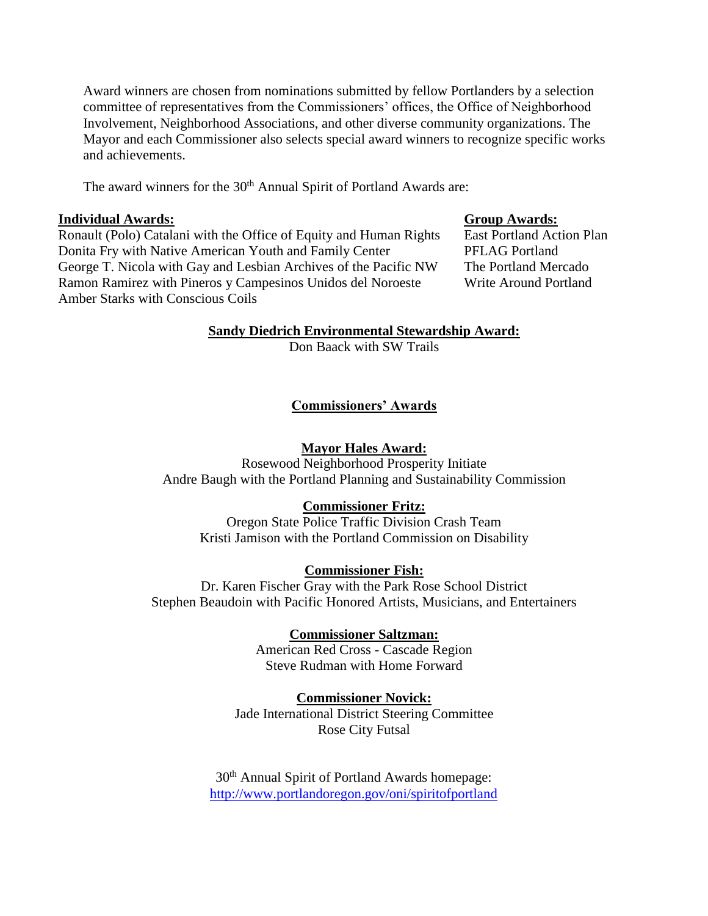Award winners are chosen from nominations submitted by fellow Portlanders by a selection committee of representatives from the Commissioners' offices, the Office of Neighborhood Involvement, Neighborhood Associations, and other diverse community organizations. The Mayor and each Commissioner also selects special award winners to recognize specific works and achievements.

The award winners for the 30th Annual Spirit of Portland Awards are:

**Individual Awards:**

Ronault (Polo) Catalani with the Office of Equity and Human Rights
Donita Fry with Native American Youth and Family Center
George T. Nicola with Gay and Lesbian Archives of the Pacific NW
Ramon Ramirez with Pineros y Campesinos Unidos del Noroeste
Amber Starks with Conscious Coils

**Group Awards:**

East Portland Action Plan
PFLAG Portland
The Portland Mercado
Write Around Portland

**Sandy Diedrich Environmental Stewardship Award:**

Don Baack with SW Trails

## Commissioners' Awards

**Mayor Hales Award:**

Rosewood Neighborhood Prosperity Initiate
Andre Baugh with the Portland Planning and Sustainability Commission

**Commissioner Fritz:**

Oregon State Police Traffic Division Crash Team
Kristi Jamison with the Portland Commission on Disability

**Commissioner Fish:**

Dr. Karen Fischer Gray with the Park Rose School District
Stephen Beaudoin with Pacific Honored Artists, Musicians, and Entertainers

**Commissioner Saltzman:**

American Red Cross - Cascade Region
Steve Rudman with Home Forward

**Commissioner Novick:**

Jade International District Steering Committee
Rose City Futsal

30th Annual Spirit of Portland Awards homepage:
http://www.portlandoregon.gov/oni/spiritofportland